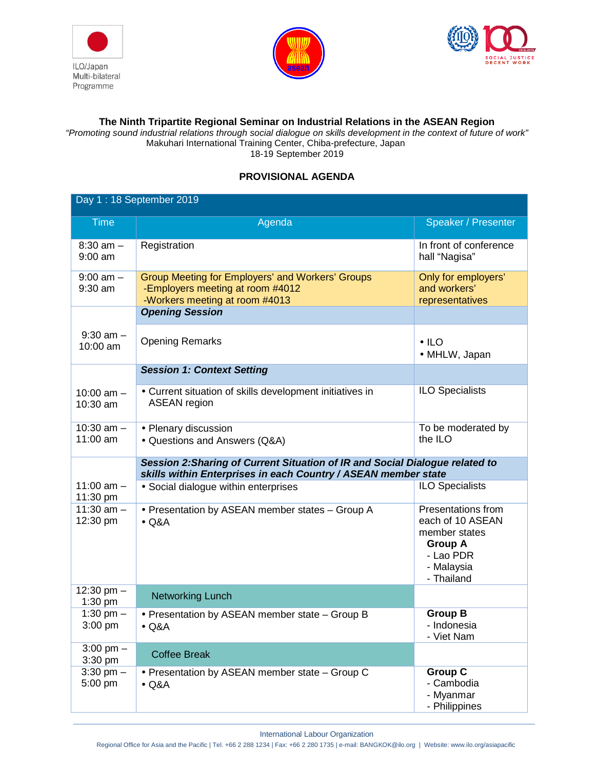ILO/Japan Multi-bilateral Programme

# The Ninth Tripartite Regional Seminar on Industrial Relations in the ASEAN Region

*"Promoting sound industrial relations through social dialogue on skills development in the context of future of work"*

Makuhari International Training Center, Chiba-prefecture, Japan

18-19 September 2019

## PROVISIONAL AGENDA

| Day 1 : 18 September 2019 | | |
|---|---|---|
| **Time** | **Agenda** | **Speaker / Presenter** |
| 8:30 am – 9:00 am | Registration | In front of conference hall "Nagisa" |
| 9:00 am – 9:30 am | Group Meeting for Employers' and Workers' Groups<br>-Employers meeting at room #4012<br>-Workers meeting at room #4013 | Only for employers' and workers' representatives |
| | ***Opening Session*** | |
| 9:30 am – 10:00 am | Opening Remarks | • ILO<br>• MHLW, Japan |
| | ***Session 1: Context Setting*** | |
| 10:00 am – 10:30 am | • Current situation of skills development initiatives in ASEAN region | ILO Specialists |
| 10:30 am – 11:00 am | • Plenary discussion<br>• Questions and Answers (Q&A) | To be moderated by the ILO |
| | ***Session 2:Sharing of Current Situation of IR and Social Dialogue related to skills within Enterprises in each Country / ASEAN member state*** | |
| 11:00 am – 11:30 pm | • Social dialogue within enterprises | ILO Specialists |
| 11:30 am – 12:30 pm | • Presentation by ASEAN member states – Group A<br>• Q&A | Presentations from each of 10 ASEAN member states<br>**Group A**<br>- Lao PDR<br>- Malaysia<br>- Thailand |
| 12:30 pm – 1:30 pm | Networking Lunch | |
| 1:30 pm – 3:00 pm | • Presentation by ASEAN member state – Group B<br>• Q&A | **Group B**<br>- Indonesia<br>- Viet Nam |
| 3:00 pm – 3:30 pm | Coffee Break | |
| 3:30 pm – 5:00 pm | • Presentation by ASEAN member state – Group C<br>• Q&A | **Group C**<br>- Cambodia<br>- Myanmar<br>- Philippines |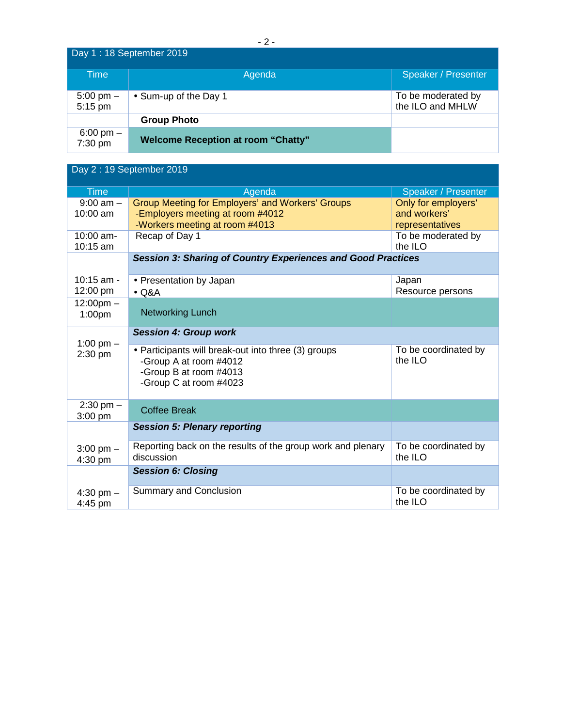| Day 1 : 18 September 2019 | | |
|---|---|---|
| **Time** | **Agenda** | **Speaker / Presenter** |
| 5:00 pm – 5:15 pm | • Sum-up of the Day 1 | To be moderated by the ILO and MHLW |
| | **Group Photo** | |
| 6:00 pm – 7:30 pm | **Welcome Reception at room "Chatty"** | |

| Day 2 : 19 September 2019 | | |
|---|---|---|
| **Time** | **Agenda** | **Speaker / Presenter** |
| 9:00 am – 10:00 am | Group Meeting for Employers' and Workers' Groups<br>-Employers meeting at room #4012<br>-Workers meeting at room #4013 | Only for employers' and workers' representatives |
| 10:00 am- 10:15 am | Recap of Day 1 | To be moderated by the ILO |
| 10:15 am - 12:00 pm | ***Session 3: Sharing of Country Experiences and Good Practices*** | |
| | • Presentation by Japan<br>• Q&A | Japan<br>Resource persons |
| 12:00pm – 1:00pm | Networking Lunch | |
| 1:00 pm – 2:30 pm | ***Session 4: Group work*** | |
| | • Participants will break-out into three (3) groups<br>-Group A at room #4012<br>-Group B at room #4013<br>-Group C at room #4023 | To be coordinated by the ILO |
| 2:30 pm – 3:00 pm | Coffee Break | |
| 3:00 pm – 4:30 pm | ***Session 5: Plenary reporting*** | |
| | Reporting back on the results of the group work and plenary discussion | To be coordinated by the ILO |
| 4:30 pm – 4:45 pm | ***Session 6: Closing*** | |
| | Summary and Conclusion | To be coordinated by the ILO |